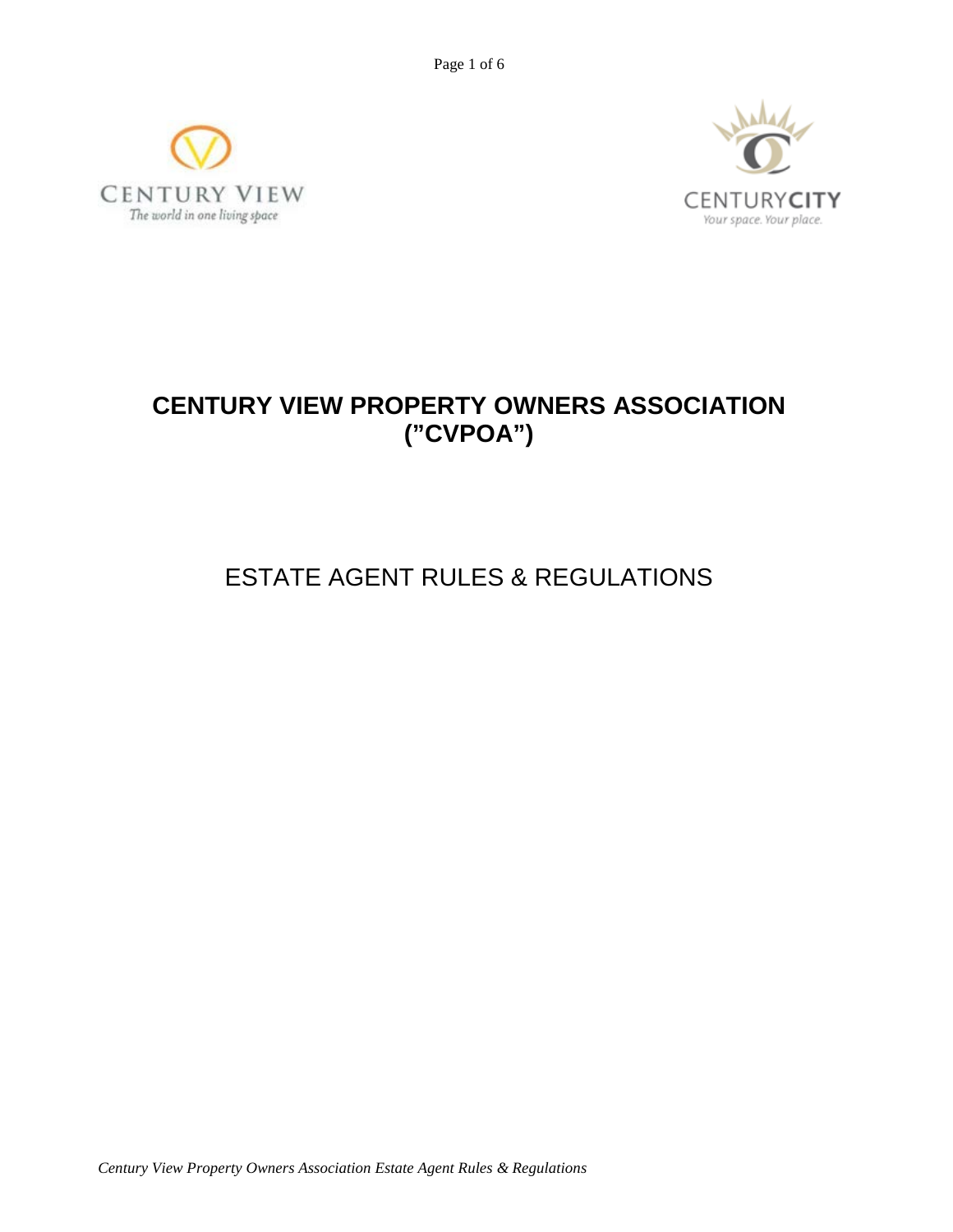# CENTURY VIEW PROPERTY OWNERS ASSOCIATION ("CVPOA")

## ESTATE AGENT RULES & REGULATIONS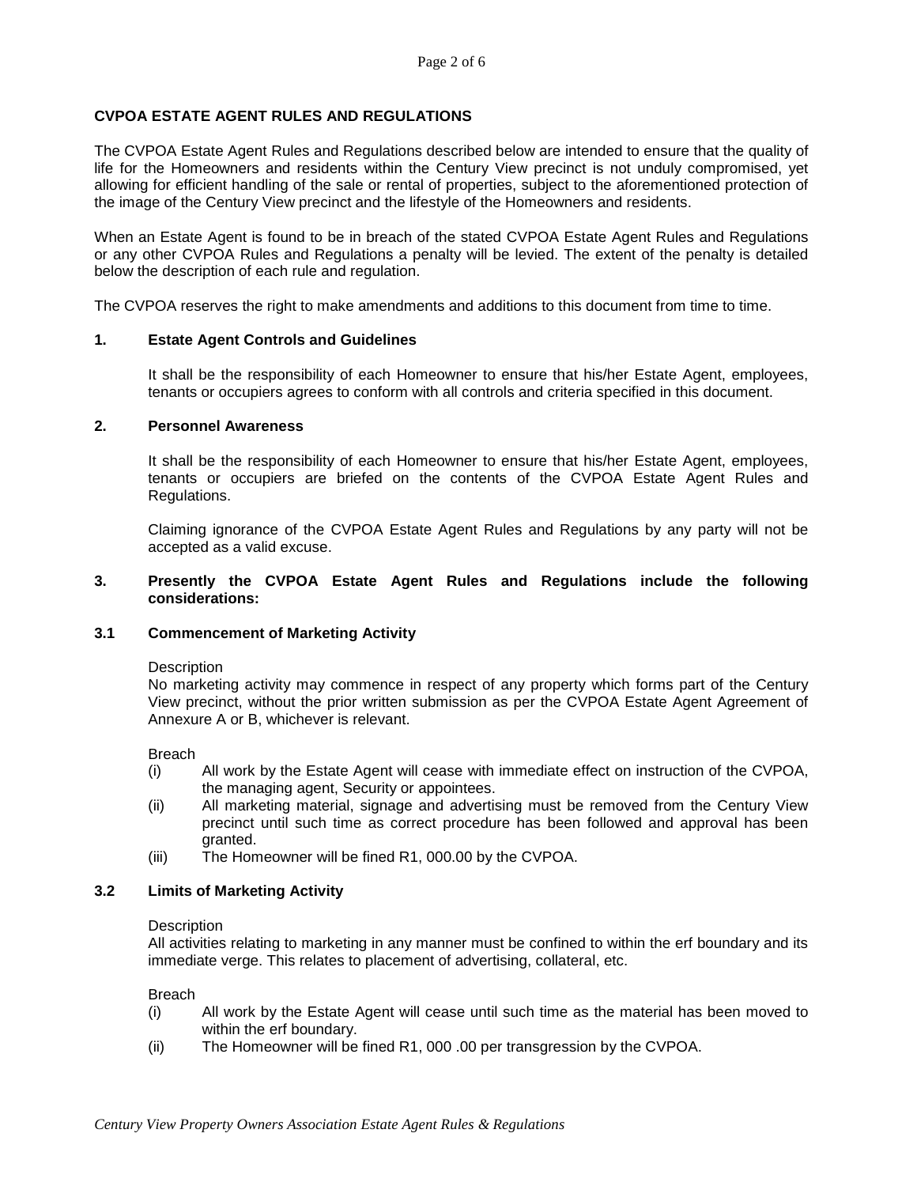## CVPOA ESTATE AGENT RULES AND REGULATIONS

The CVPOA Estate Agent Rules and Regulations described below are intended to ensure that the quality of life for the Homeowners and residents within the Century View precinct is not unduly compromised, yet allowing for efficient handling of the sale or rental of properties, subject to the aforementioned protection of the image of the Century View precinct and the lifestyle of the Homeowners and residents.

When an Estate Agent is found to be in breach of the stated CVPOA Estate Agent Rules and Regulations or any other CVPOA Rules and Regulations a penalty will be levied. The extent of the penalty is detailed below the description of each rule and regulation.

The CVPOA reserves the right to make amendments and additions to this document from time to time.

### 1. Estate Agent Controls and Guidelines

It shall be the responsibility of each Homeowner to ensure that his/her Estate Agent, employees, tenants or occupiers agrees to conform with all controls and criteria specified in this document.

### 2. Personnel Awareness

It shall be the responsibility of each Homeowner to ensure that his/her Estate Agent, employees, tenants or occupiers are briefed on the contents of the CVPOA Estate Agent Rules and Regulations.

Claiming ignorance of the CVPOA Estate Agent Rules and Regulations by any party will not be accepted as a valid excuse.

### 3. Presently the CVPOA Estate Agent Rules and Regulations include the following considerations:

#### 3.1 Commencement of Marketing Activity

Description

No marketing activity may commence in respect of any property which forms part of the Century View precinct, without the prior written submission as per the CVPOA Estate Agent Agreement of Annexure A or B, whichever is relevant.

Breach

- (i) All work by the Estate Agent will cease with immediate effect on instruction of the CVPOA, the managing agent, Security or appointees.
- (ii) All marketing material, signage and advertising must be removed from the Century View precinct until such time as correct procedure has been followed and approval has been granted.
- (iii) The Homeowner will be fined R1, 000.00 by the CVPOA.

#### 3.2 Limits of Marketing Activity

Description

All activities relating to marketing in any manner must be confined to within the erf boundary and its immediate verge. This relates to placement of advertising, collateral, etc.

Breach

- (i) All work by the Estate Agent will cease until such time as the material has been moved to within the erf boundary.
- (ii) The Homeowner will be fined R1, 000 .00 per transgression by the CVPOA.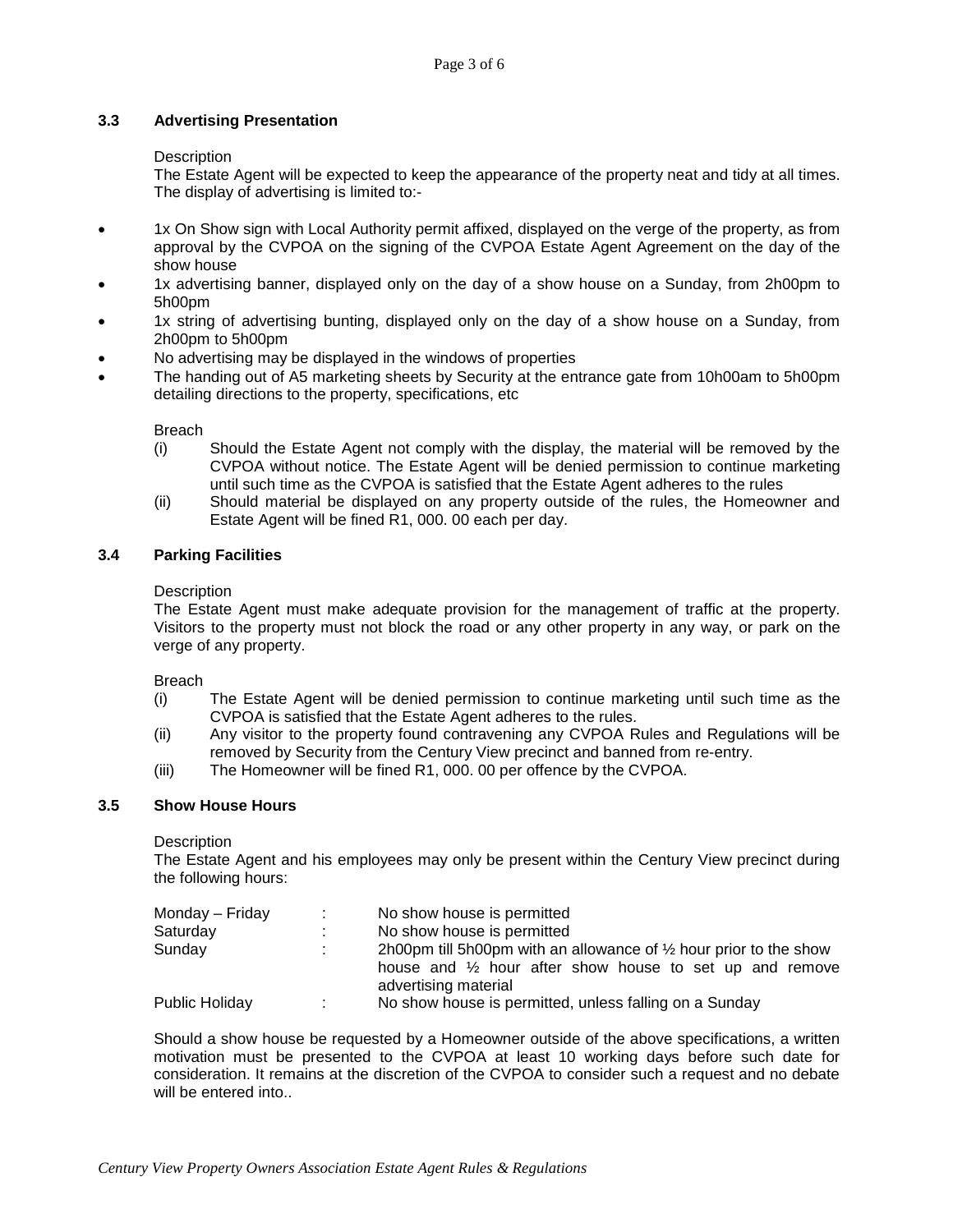### 3.3 Advertising Presentation

Description

The Estate Agent will be expected to keep the appearance of the property neat and tidy at all times. The display of advertising is limited to:-

- 1x On Show sign with Local Authority permit affixed, displayed on the verge of the property, as from approval by the CVPOA on the signing of the CVPOA Estate Agent Agreement on the day of the show house
- 1x advertising banner, displayed only on the day of a show house on a Sunday, from 2h00pm to 5h00pm
- 1x string of advertising bunting, displayed only on the day of a show house on a Sunday, from 2h00pm to 5h00pm
- No advertising may be displayed in the windows of properties
- The handing out of A5 marketing sheets by Security at the entrance gate from 10h00am to 5h00pm detailing directions to the property, specifications, etc

Breach

(i) Should the Estate Agent not comply with the display, the material will be removed by the CVPOA without notice. The Estate Agent will be denied permission to continue marketing until such time as the CVPOA is satisfied that the Estate Agent adheres to the rules

(ii) Should material be displayed on any property outside of the rules, the Homeowner and Estate Agent will be fined R1, 000. 00 each per day.

### 3.4 Parking Facilities

Description

The Estate Agent must make adequate provision for the management of traffic at the property. Visitors to the property must not block the road or any other property in any way, or park on the verge of any property.

Breach

(i) The Estate Agent will be denied permission to continue marketing until such time as the CVPOA is satisfied that the Estate Agent adheres to the rules.

(ii) Any visitor to the property found contravening any CVPOA Rules and Regulations will be removed by Security from the Century View precinct and banned from re-entry.

(iii) The Homeowner will be fined R1, 000. 00 per offence by the CVPOA.

### 3.5 Show House Hours

Description

The Estate Agent and his employees may only be present within the Century View precinct during the following hours:

| | | |
|---|---|---|
| Monday – Friday | : | No show house is permitted |
| Saturday | : | No show house is permitted |
| Sunday | : | 2h00pm till 5h00pm with an allowance of ½ hour prior to the show house and ½ hour after show house to set up and remove advertising material |
| Public Holiday | : | No show house is permitted, unless falling on a Sunday |

Should a show house be requested by a Homeowner outside of the above specifications, a written motivation must be presented to the CVPOA at least 10 working days before such date for consideration. It remains at the discretion of the CVPOA to consider such a request and no debate will be entered into..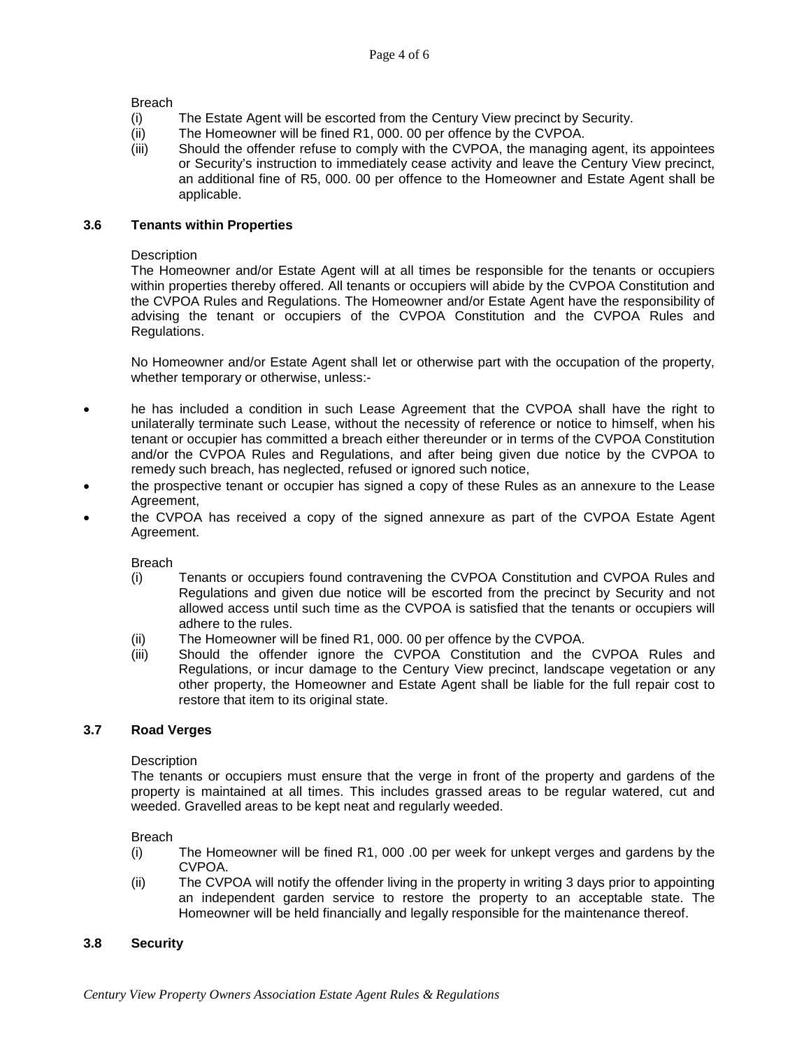Breach

(i) The Estate Agent will be escorted from the Century View precinct by Security.
(ii) The Homeowner will be fined R1, 000. 00 per offence by the CVPOA.
(iii) Should the offender refuse to comply with the CVPOA, the managing agent, its appointees or Security's instruction to immediately cease activity and leave the Century View precinct, an additional fine of R5, 000. 00 per offence to the Homeowner and Estate Agent shall be applicable.

### 3.6 Tenants within Properties

Description

The Homeowner and/or Estate Agent will at all times be responsible for the tenants or occupiers within properties thereby offered. All tenants or occupiers will abide by the CVPOA Constitution and the CVPOA Rules and Regulations. The Homeowner and/or Estate Agent have the responsibility of advising the tenant or occupiers of the CVPOA Constitution and the CVPOA Rules and Regulations.

No Homeowner and/or Estate Agent shall let or otherwise part with the occupation of the property, whether temporary or otherwise, unless:-

- he has included a condition in such Lease Agreement that the CVPOA shall have the right to unilaterally terminate such Lease, without the necessity of reference or notice to himself, when his tenant or occupier has committed a breach either thereunder or in terms of the CVPOA Constitution and/or the CVPOA Rules and Regulations, and after being given due notice by the CVPOA to remedy such breach, has neglected, refused or ignored such notice,
- the prospective tenant or occupier has signed a copy of these Rules as an annexure to the Lease Agreement,
- the CVPOA has received a copy of the signed annexure as part of the CVPOA Estate Agent Agreement.

Breach

(i) Tenants or occupiers found contravening the CVPOA Constitution and CVPOA Rules and Regulations and given due notice will be escorted from the precinct by Security and not allowed access until such time as the CVPOA is satisfied that the tenants or occupiers will adhere to the rules.
(ii) The Homeowner will be fined R1, 000. 00 per offence by the CVPOA.
(iii) Should the offender ignore the CVPOA Constitution and the CVPOA Rules and Regulations, or incur damage to the Century View precinct, landscape vegetation or any other property, the Homeowner and Estate Agent shall be liable for the full repair cost to restore that item to its original state.

### 3.7 Road Verges

Description

The tenants or occupiers must ensure that the verge in front of the property and gardens of the property is maintained at all times. This includes grassed areas to be regular watered, cut and weeded. Gravelled areas to be kept neat and regularly weeded.

Breach

(i) The Homeowner will be fined R1, 000 .00 per week for unkept verges and gardens by the CVPOA.
(ii) The CVPOA will notify the offender living in the property in writing 3 days prior to appointing an independent garden service to restore the property to an acceptable state. The Homeowner will be held financially and legally responsible for the maintenance thereof.

### 3.8 Security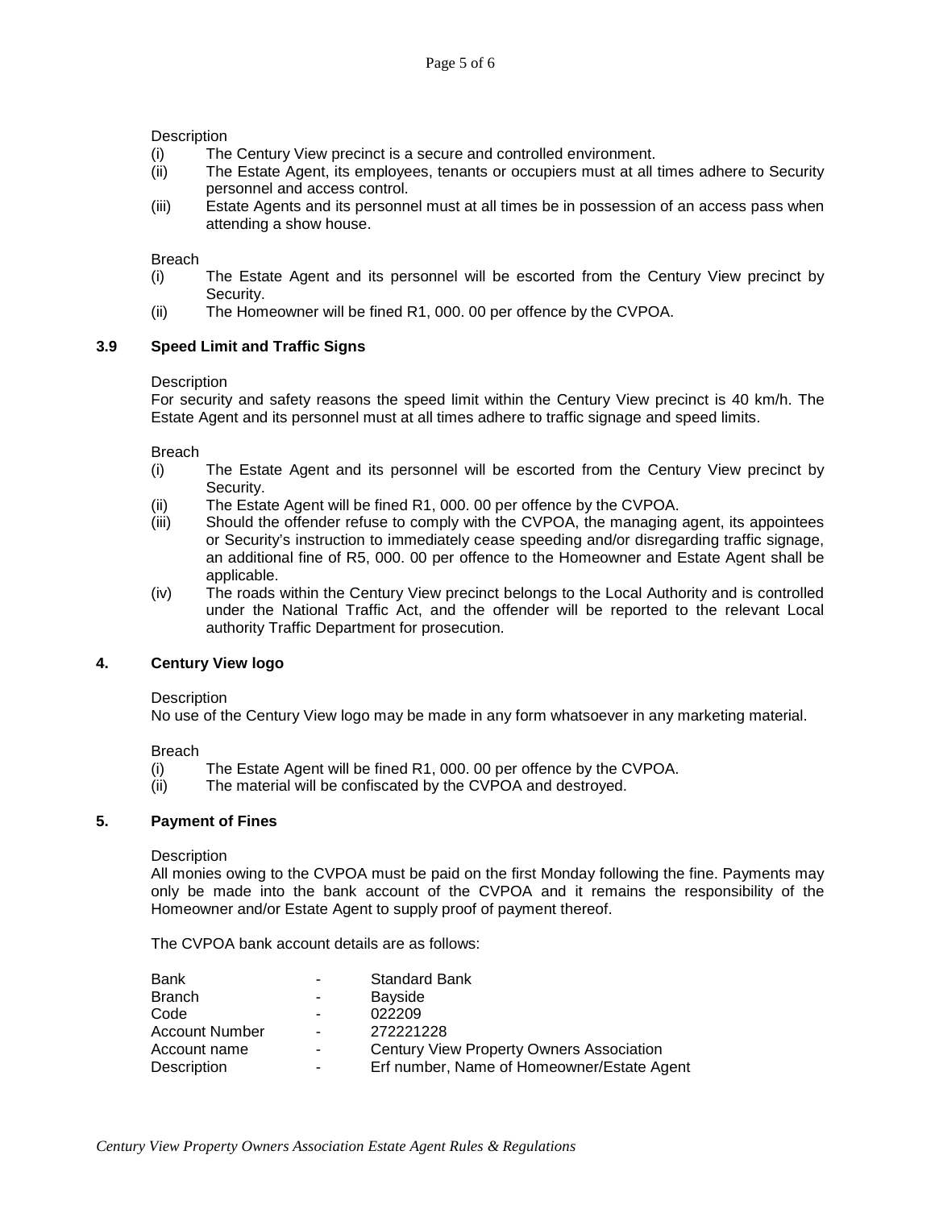Description

(i) The Century View precinct is a secure and controlled environment.
(ii) The Estate Agent, its employees, tenants or occupiers must at all times adhere to Security personnel and access control.
(iii) Estate Agents and its personnel must at all times be in possession of an access pass when attending a show house.

Breach

(i) The Estate Agent and its personnel will be escorted from the Century View precinct by Security.
(ii) The Homeowner will be fined R1, 000. 00 per offence by the CVPOA.

### 3.9 Speed Limit and Traffic Signs

Description

For security and safety reasons the speed limit within the Century View precinct is 40 km/h. The Estate Agent and its personnel must at all times adhere to traffic signage and speed limits.

Breach

(i) The Estate Agent and its personnel will be escorted from the Century View precinct by Security.
(ii) The Estate Agent will be fined R1, 000. 00 per offence by the CVPOA.
(iii) Should the offender refuse to comply with the CVPOA, the managing agent, its appointees or Security's instruction to immediately cease speeding and/or disregarding traffic signage, an additional fine of R5, 000. 00 per offence to the Homeowner and Estate Agent shall be applicable.
(iv) The roads within the Century View precinct belongs to the Local Authority and is controlled under the National Traffic Act, and the offender will be reported to the relevant Local authority Traffic Department for prosecution.

## 4. Century View logo

Description

No use of the Century View logo may be made in any form whatsoever in any marketing material.

Breach

(i) The Estate Agent will be fined R1, 000. 00 per offence by the CVPOA.
(ii) The material will be confiscated by the CVPOA and destroyed.

## 5. Payment of Fines

Description

All monies owing to the CVPOA must be paid on the first Monday following the fine. Payments may only be made into the bank account of the CVPOA and it remains the responsibility of the Homeowner and/or Estate Agent to supply proof of payment thereof.

The CVPOA bank account details are as follows:

| | | |
|---|---|---|
| Bank | - | Standard Bank |
| Branch | - | Bayside |
| Code | - | 022209 |
| Account Number | - | 272221228 |
| Account name | - | Century View Property Owners Association |
| Description | - | Erf number, Name of Homeowner/Estate Agent |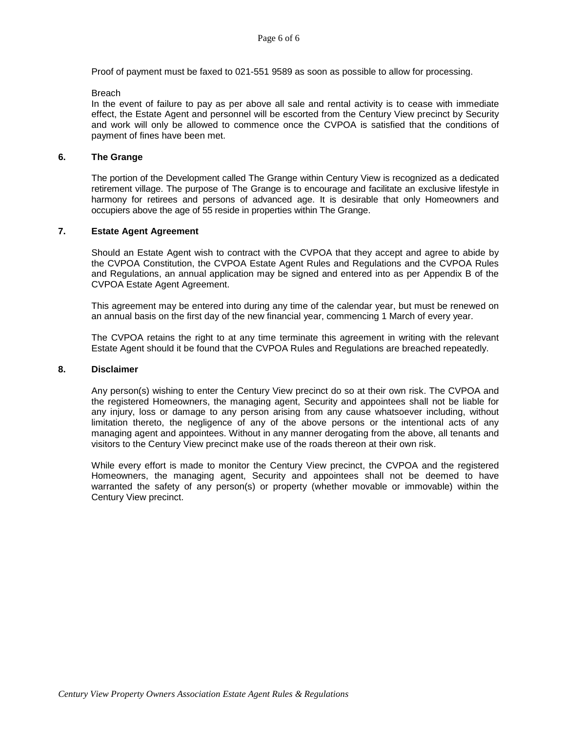Proof of payment must be faxed to 021-551 9589 as soon as possible to allow for processing.

Breach

In the event of failure to pay as per above all sale and rental activity is to cease with immediate effect, the Estate Agent and personnel will be escorted from the Century View precinct by Security and work will only be allowed to commence once the CVPOA is satisfied that the conditions of payment of fines have been met.

## 6. The Grange

The portion of the Development called The Grange within Century View is recognized as a dedicated retirement village. The purpose of The Grange is to encourage and facilitate an exclusive lifestyle in harmony for retirees and persons of advanced age. It is desirable that only Homeowners and occupiers above the age of 55 reside in properties within The Grange.

## 7. Estate Agent Agreement

Should an Estate Agent wish to contract with the CVPOA that they accept and agree to abide by the CVPOA Constitution, the CVPOA Estate Agent Rules and Regulations and the CVPOA Rules and Regulations, an annual application may be signed and entered into as per Appendix B of the CVPOA Estate Agent Agreement.

This agreement may be entered into during any time of the calendar year, but must be renewed on an annual basis on the first day of the new financial year, commencing 1 March of every year.

The CVPOA retains the right to at any time terminate this agreement in writing with the relevant Estate Agent should it be found that the CVPOA Rules and Regulations are breached repeatedly.

## 8. Disclaimer

Any person(s) wishing to enter the Century View precinct do so at their own risk. The CVPOA and the registered Homeowners, the managing agent, Security and appointees shall not be liable for any injury, loss or damage to any person arising from any cause whatsoever including, without limitation thereto, the negligence of any of the above persons or the intentional acts of any managing agent and appointees. Without in any manner derogating from the above, all tenants and visitors to the Century View precinct make use of the roads thereon at their own risk.

While every effort is made to monitor the Century View precinct, the CVPOA and the registered Homeowners, the managing agent, Security and appointees shall not be deemed to have warranted the safety of any person(s) or property (whether movable or immovable) within the Century View precinct.